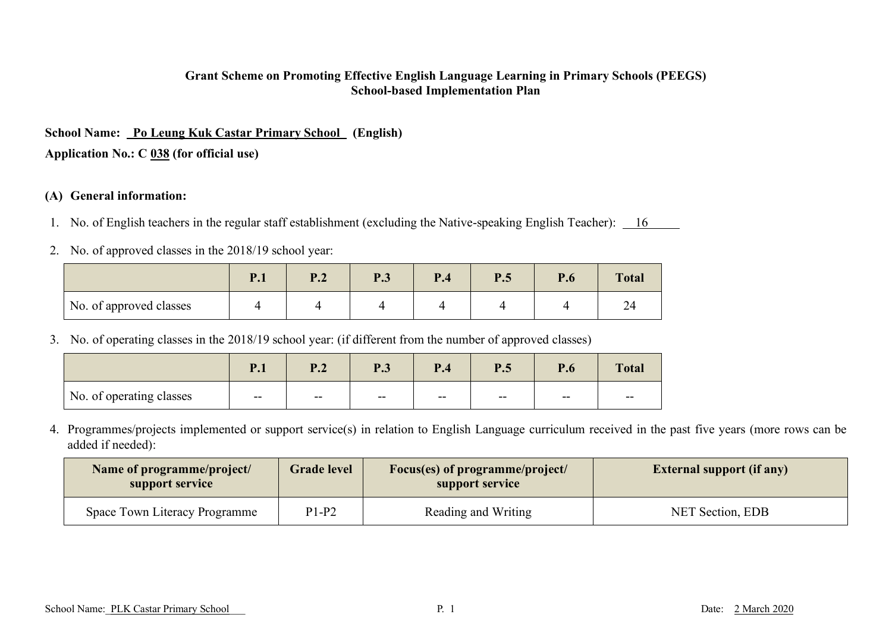**Grant Scheme on Promoting Effective English Language Learning in Primary Schools (PEEGS)**
**School-based Implementation Plan**

**School Name: Po Leung Kuk Castar Primary School (English)**

**Application No.: C 038 (for official use)**

**(A) General information:**

1. No. of English teachers in the regular staff establishment (excluding the Native-speaking English Teacher): 16

2. No. of approved classes in the 2018/19 school year:

| | P.1 | P.2 | P.3 | P.4 | P.5 | P.6 | Total |
|---|---|---|---|---|---|---|---|
| No. of approved classes | 4 | 4 | 4 | 4 | 4 | 4 | 24 |

3. No. of operating classes in the 2018/19 school year: (if different from the number of approved classes)

| | P.1 | P.2 | P.3 | P.4 | P.5 | P.6 | Total |
|---|---|---|---|---|---|---|---|
| No. of operating classes | -- | -- | -- | -- | -- | -- | -- |

4. Programmes/projects implemented or support service(s) in relation to English Language curriculum received in the past five years (more rows can be added if needed):

| Name of programme/project/ support service | Grade level | Focus(es) of programme/project/ support service | External support (if any) |
|---|---|---|---|
| Space Town Literacy Programme | P1-P2 | Reading and Writing | NET Section, EDB |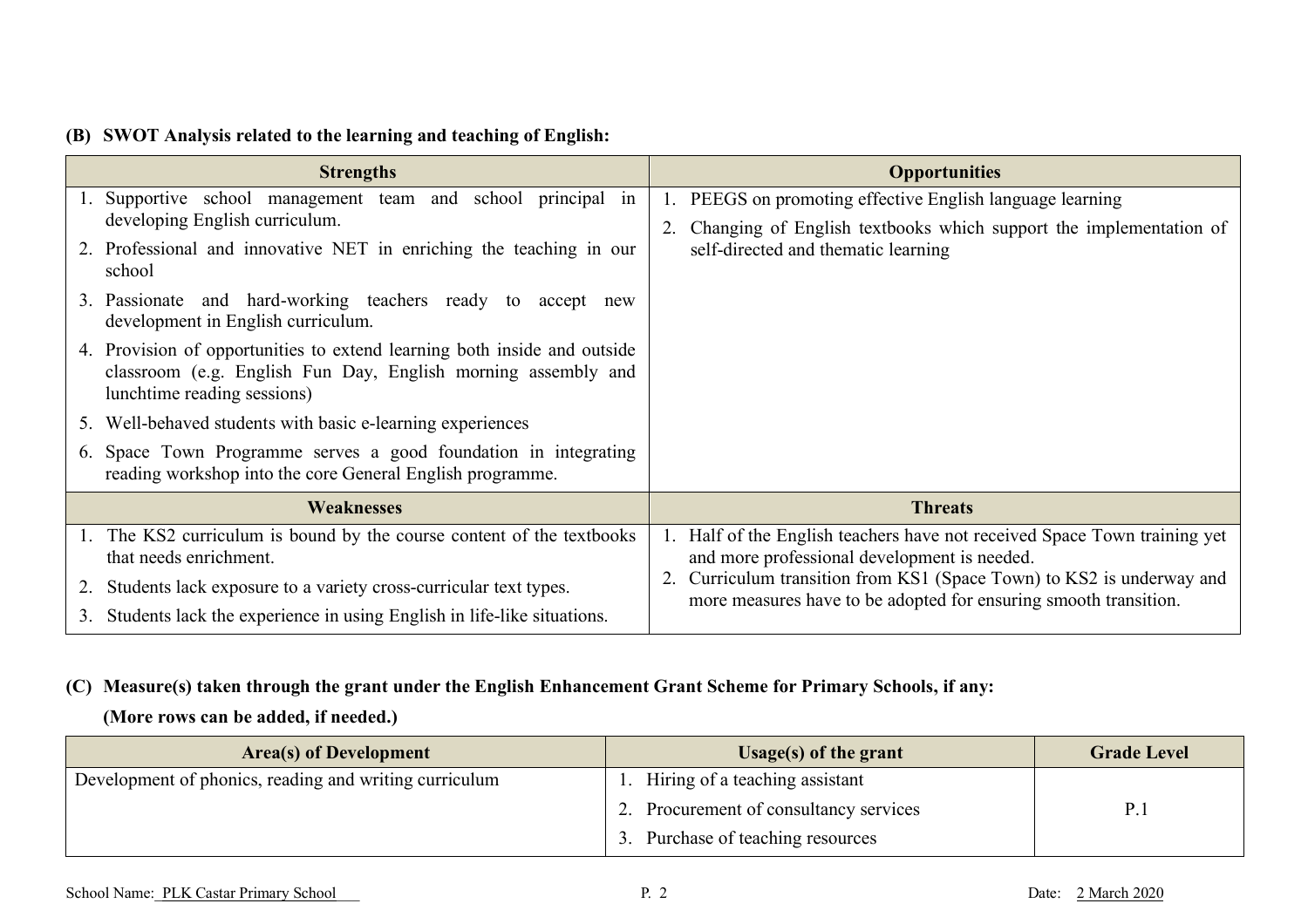**(B) SWOT Analysis related to the learning and teaching of English:**

| Strengths | Opportunities |
| --- | --- |
| 1. Supportive school management team and school principal in developing English curriculum.<br>2. Professional and innovative NET in enriching the teaching in our school<br>3. Passionate and hard-working teachers ready to accept new development in English curriculum.<br>4. Provision of opportunities to extend learning both inside and outside classroom (e.g. English Fun Day, English morning assembly and lunchtime reading sessions)<br>5. Well-behaved students with basic e-learning experiences<br>6. Space Town Programme serves a good foundation in integrating reading workshop into the core General English programme. | 1. PEEGS on promoting effective English language learning<br>2. Changing of English textbooks which support the implementation of self-directed and thematic learning |
| **Weaknesses** | **Threats** |
| 1. The KS2 curriculum is bound by the course content of the textbooks that needs enrichment.<br>2. Students lack exposure to a variety cross-curricular text types.<br>3. Students lack the experience in using English in life-like situations. | 1. Half of the English teachers have not received Space Town training yet and more professional development is needed.<br>2. Curriculum transition from KS1 (Space Town) to KS2 is underway and more measures have to be adopted for ensuring smooth transition. |

**(C) Measure(s) taken through the grant under the English Enhancement Grant Scheme for Primary Schools, if any:**

**(More rows can be added, if needed.)**

| Area(s) of Development | Usage(s) of the grant | Grade Level |
| --- | --- | --- |
| Development of phonics, reading and writing curriculum | 1. Hiring of a teaching assistant<br>2. Procurement of consultancy services<br>3. Purchase of teaching resources | P.1 |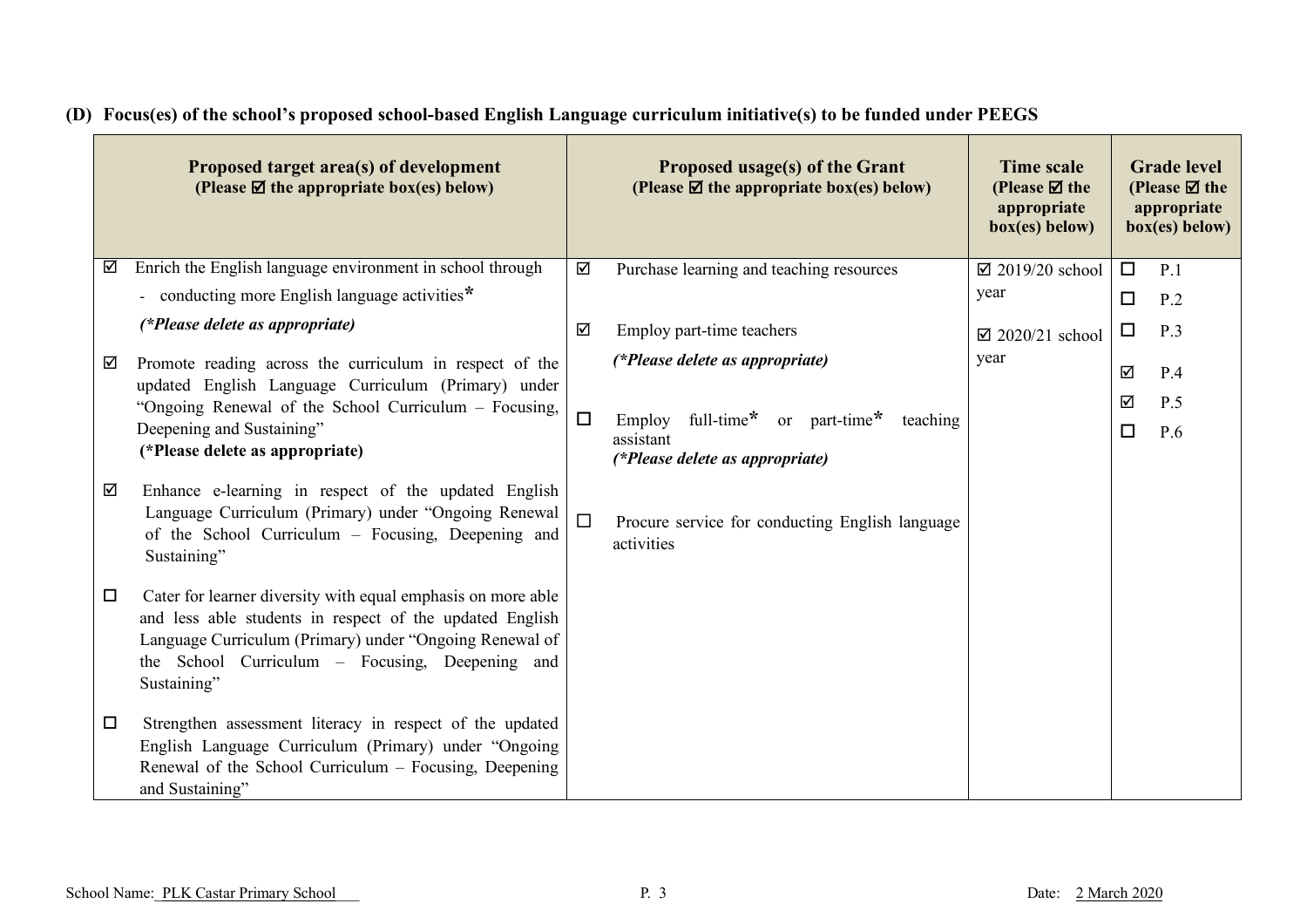### (D) Focus(es) of the school's proposed school-based English Language curriculum initiative(s) to be funded under PEEGS

| Proposed target area(s) of development (Please ☑ the appropriate box(es) below) | Proposed usage(s) of the Grant (Please ☑ the appropriate box(es) below) | Time scale (Please ☑ the appropriate box(es) below) | Grade level (Please ☑ the appropriate box(es) below) |
|---|---|---|---|
| ☑ Enrich the English language environment in school through<br>- conducting more English language activities*<br>*(\*Please delete as appropriate)*<br><br>☑ Promote reading across the curriculum in respect of the updated English Language Curriculum (Primary) under "Ongoing Renewal of the School Curriculum – Focusing, Deepening and Sustaining"<br>**(\*Please delete as appropriate)**<br><br>☑ Enhance e-learning in respect of the updated English Language Curriculum (Primary) under "Ongoing Renewal of the School Curriculum – Focusing, Deepening and Sustaining"<br><br>☐ Cater for learner diversity with equal emphasis on more able and less able students in respect of the updated English Language Curriculum (Primary) under "Ongoing Renewal of the School Curriculum – Focusing, Deepening and Sustaining"<br><br>☐ Strengthen assessment literacy in respect of the updated English Language Curriculum (Primary) under "Ongoing Renewal of the School Curriculum – Focusing, Deepening and Sustaining" | ☑ Purchase learning and teaching resources<br><br>☑ Employ part-time teachers<br>*(\*Please delete as appropriate)*<br><br>☐ Employ full-time* or part-time* teaching assistant<br>*(\*Please delete as appropriate)*<br><br>☐ Procure service for conducting English language activities | ☑ 2019/20 school year<br><br>☑ 2020/21 school year | ☐ P.1<br>☐ P.2<br>☐ P.3<br>☑ P.4<br>☑ P.5<br>☐ P.6 |

School Name: PLK Castar Primary School

Date: 2 March 2020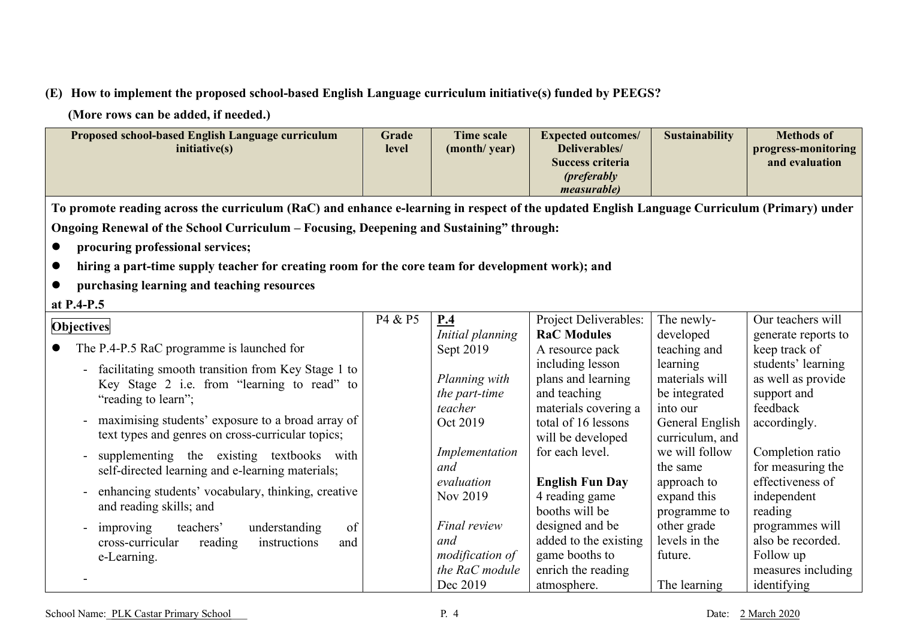**(E) How to implement the proposed school-based English Language curriculum initiative(s) funded by PEEGS?**

**(More rows can be added, if needed.)**

| Proposed school-based English Language curriculum initiative(s) | Grade level | Time scale (month/ year) | Expected outcomes/ Deliverables/ Success criteria *(preferably measurable)* | Sustainability | Methods of progress-monitoring and evaluation |
|---|---|---|---|---|---|
| **To promote reading across the curriculum (RaC) and enhance e-learning in respect of the updated English Language Curriculum (Primary) under Ongoing Renewal of the School Curriculum – Focusing, Deepening and Sustaining" through:**<br>● **procuring professional services;**<br>● **hiring a part-time supply teacher for creating room for the core team for development work); and**<br>● **purchasing learning and teaching resources**<br>**at P.4-P.5** | | | | | |
| **Objectives**<br>● The P.4-P.5 RaC programme is launched for<br>- facilitating smooth transition from Key Stage 1 to Key Stage 2 i.e. from "learning to read" to "reading to learn";<br>- maximising students' exposure to a broad array of text types and genres on cross-curricular topics;<br>- supplementing the existing textbooks with self-directed learning and e-learning materials;<br>- enhancing students' vocabulary, thinking, creative and reading skills; and<br>- improving teachers' understanding of cross-curricular reading instructions and e-Learning.<br>- | P4 & P5 | **P.4**<br>*Initial planning*<br>Sept 2019<br><br>*Planning with the part-time teacher*<br>Oct 2019<br><br>*Implementation and evaluation*<br>Nov 2019<br><br>*Final review and modification of the RaC module*<br>Dec 2019 | Project Deliverables:<br>**RaC Modules**<br>A resource pack including lesson plans and learning and teaching materials covering a total of 16 lessons will be developed for each level.<br><br>**English Fun Day**<br>4 reading game booths will be designed and be added to the existing game booths to enrich the reading atmosphere. | The newly-developed teaching and learning materials will be integrated into our General English curriculum, and we will follow the same approach to expand this programme to other grade levels in the future.<br><br>The learning | Our teachers will generate reports to keep track of students' learning as well as provide support and feedback accordingly.<br><br>Completion ratio for measuring the effectiveness of independent reading programmes will also be recorded. Follow up measures including identifying |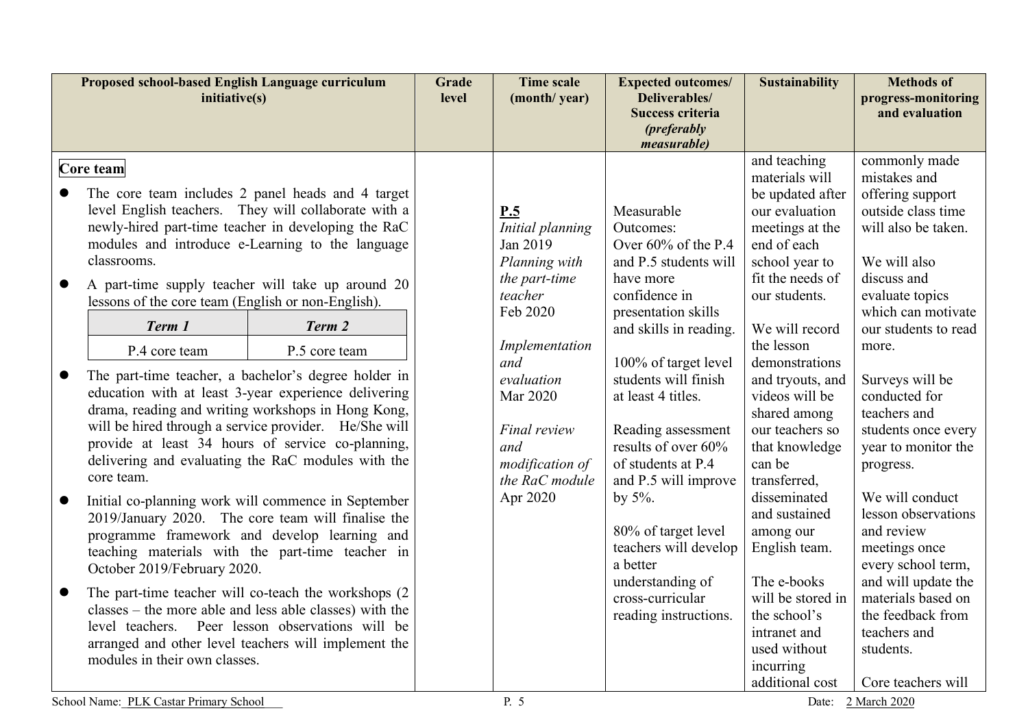| Proposed school-based English Language curriculum initiative(s) | Grade level | Time scale (month/ year) | Expected outcomes/ Deliverables/ Success criteria *(preferably measurable)* | Sustainability | Methods of progress-monitoring and evaluation |
|---|---|---|---|---|---|
| **Core team**<br><br>● The core team includes 2 panel heads and 4 target level English teachers. They will collaborate with a newly-hired part-time teacher in developing the RaC modules and introduce e-Learning to the language classrooms.<br><br>● A part-time supply teacher will take up around 20 lessons of the core team (English or non-English).<br><br>*Term 1*: P.4 core team; *Term 2*: P.5 core team<br><br>● The part-time teacher, a bachelor's degree holder in education with at least 3-year experience delivering drama, reading and writing workshops in Hong Kong, will be hired through a service provider. He/She will provide at least 34 hours of service co-planning, delivering and evaluating the RaC modules with the core team.<br><br>● Initial co-planning work will commence in September 2019/January 2020. The core team will finalise the programme framework and develop learning and teaching materials with the part-time teacher in October 2019/February 2020.<br><br>● The part-time teacher will co-teach the workshops (2 classes – the more able and less able classes) with the level teachers. Peer lesson observations will be arranged and other level teachers will implement the modules in their own classes. | | **P.5**<br>*Initial planning*<br>Jan 2019<br>*Planning with the part-time teacher*<br>Feb 2020<br><br>*Implementation and evaluation*<br>Mar 2020<br><br>*Final review and modification of the RaC module*<br>Apr 2020 | Measurable Outcomes:<br>Over 60% of the P.4 and P.5 students will have more confidence in presentation skills and skills in reading.<br><br>100% of target level students will finish at least 4 titles.<br><br>Reading assessment results of over 60% of students at P.4 and P.5 will improve by 5%.<br><br>80% of target level teachers will develop a better understanding of cross-curricular reading instructions. | and teaching materials will be updated after our evaluation meetings at the end of each school year to fit the needs of our students.<br><br>We will record the lesson demonstrations and tryouts, and videos will be shared among our teachers so that knowledge can be transferred, disseminated and sustained among our English team.<br><br>The e-books will be stored in the school's intranet and used without incurring additional cost | commonly made mistakes and offering support outside class time will also be taken.<br><br>We will also discuss and evaluate topics which can motivate our students to read more.<br><br>Surveys will be conducted for teachers and students once every year to monitor the progress.<br><br>We will conduct lesson observations and review meetings once every school term, and will update the materials based on the feedback from teachers and students.<br><br>Core teachers will |

School Name: PLK Castar Primary School Date: 2 March 2020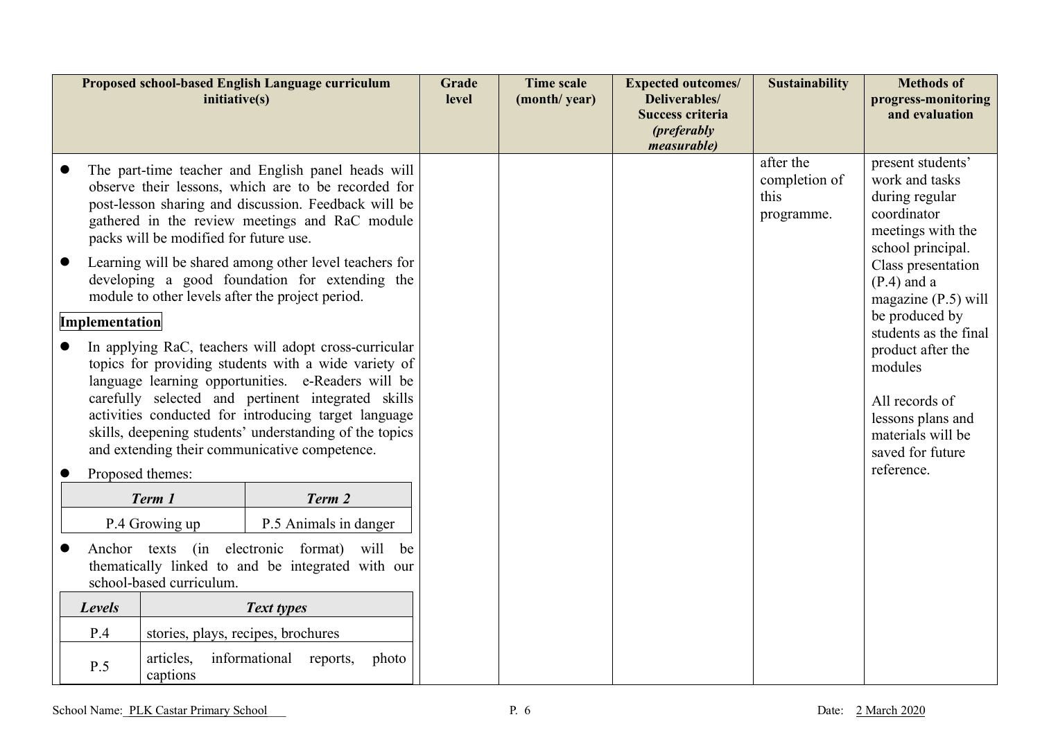| Proposed school-based English Language curriculum initiative(s) | Grade level | Time scale (month/ year) | Expected outcomes/ Deliverables/ Success criteria *(preferably measurable)* | Sustainability | Methods of progress-monitoring and evaluation |
|---|---|---|---|---|---|
| ● The part-time teacher and English panel heads will observe their lessons, which are to be recorded for post-lesson sharing and discussion. Feedback will be gathered in the review meetings and RaC module packs will be modified for future use.<br>● Learning will be shared among other level teachers for developing a good foundation for extending the module to other levels after the project period.<br><br>**Implementation**<br><br>● In applying RaC, teachers will adopt cross-curricular topics for providing students with a wide variety of language learning opportunities. e-Readers will be carefully selected and pertinent integrated skills activities conducted for introducing target language skills, deepening students' understanding of the topics and extending their communicative competence.<br>● Proposed themes:<br><br>*Term 1*: P.4 Growing up<br>*Term 2*: P.5 Animals in danger<br><br>● Anchor texts (in electronic format) will be thematically linked to and be integrated with our school-based curriculum.<br><br>*Levels* / *Text types*<br>P.4: stories, plays, recipes, brochures<br>P.5: articles, informational reports, photo captions | | | | after the completion of this programme. | present students' work and tasks during regular coordinator meetings with the school principal. Class presentation (P.4) and a magazine (P.5) will be produced by students as the final product after the modules<br><br>All records of lessons plans and materials will be saved for future reference. |

| *Term 1* | *Term 2* |
|---|---|
| P.4 Growing up | P.5 Animals in danger |

| *Levels* | *Text types* |
|---|---|
| P.4 | stories, plays, recipes, brochures |
| P.5 | articles, informational reports, photo captions |

School Name: PLK Castar Primary School

Date: 2 March 2020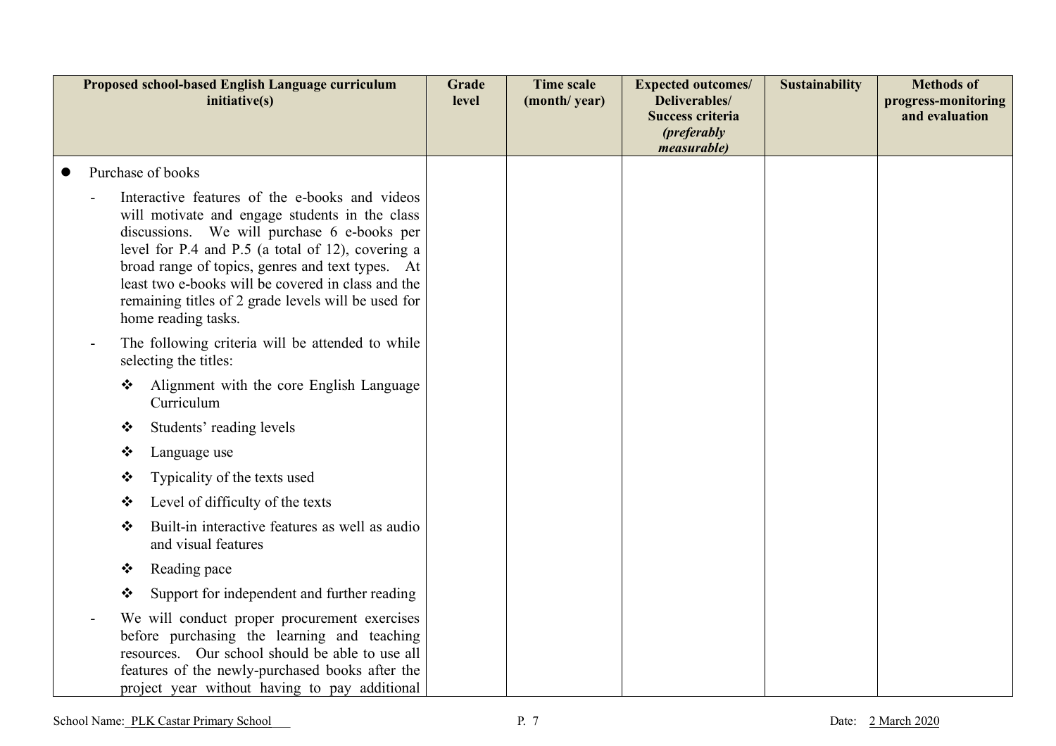| Proposed school-based English Language curriculum initiative(s) | Grade level | Time scale (month/ year) | Expected outcomes/ Deliverables/ Success criteria *(preferably measurable)* | Sustainability | Methods of progress-monitoring and evaluation |
|---|---|---|---|---|---|
| ● Purchase of books<br>- Interactive features of the e-books and videos will motivate and engage students in the class discussions. We will purchase 6 e-books per level for P.4 and P.5 (a total of 12), covering a broad range of topics, genres and text types. At least two e-books will be covered in class and the remaining titles of 2 grade levels will be used for home reading tasks.<br>- The following criteria will be attended to while selecting the titles:<br>❖ Alignment with the core English Language Curriculum<br>❖ Students' reading levels<br>❖ Language use<br>❖ Typicality of the texts used<br>❖ Level of difficulty of the texts<br>❖ Built-in interactive features as well as audio and visual features<br>❖ Reading pace<br>❖ Support for independent and further reading<br>- We will conduct proper procurement exercises before purchasing the learning and teaching resources. Our school should be able to use all features of the newly-purchased books after the project year without having to pay additional | | | | | |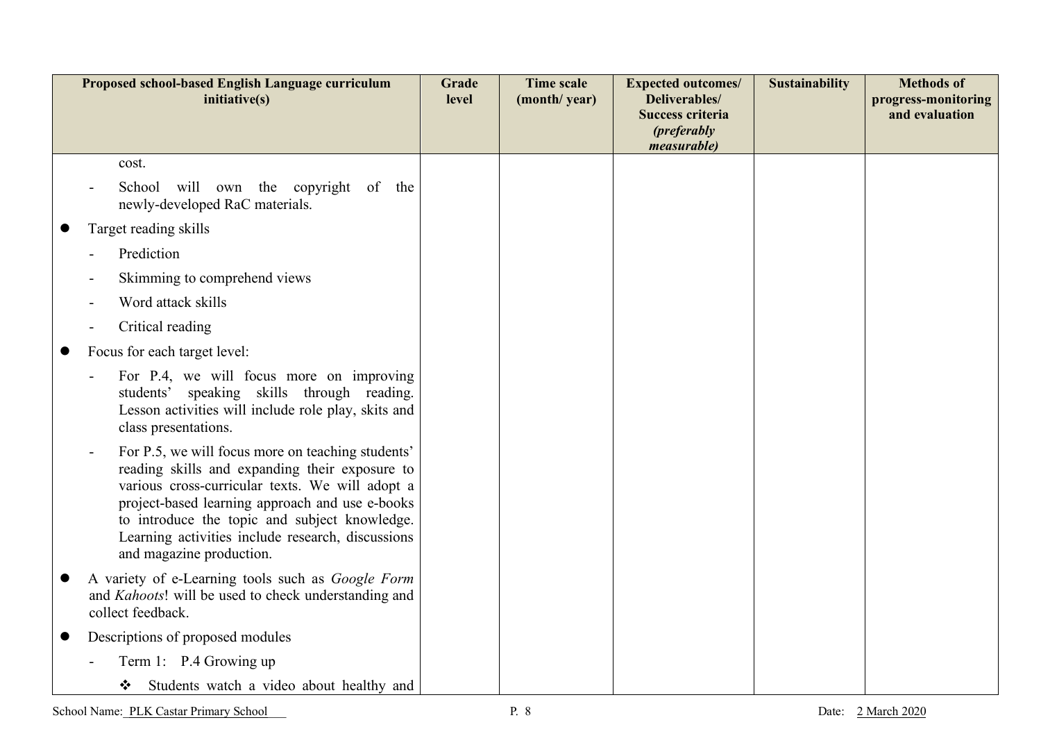| Proposed school-based English Language curriculum initiative(s) | Grade level | Time scale (month/ year) | Expected outcomes/ Deliverables/ Success criteria *(preferably measurable)* | Sustainability | Methods of progress-monitoring and evaluation |
|---|---|---|---|---|---|
| cost.<br>- School will own the copyright of the newly-developed RaC materials.<br>● Target reading skills<br>- Prediction<br>- Skimming to comprehend views<br>- Word attack skills<br>- Critical reading<br>● Focus for each target level:<br>- For P.4, we will focus more on improving students' speaking skills through reading. Lesson activities will include role play, skits and class presentations.<br>- For P.5, we will focus more on teaching students' reading skills and expanding their exposure to various cross-curricular texts. We will adopt a project-based learning approach and use e-books to introduce the topic and subject knowledge. Learning activities include research, discussions and magazine production.<br>● A variety of e-Learning tools such as *Google Form* and *Kahoots*! will be used to check understanding and collect feedback.<br>● Descriptions of proposed modules<br>- Term 1: P.4 Growing up<br>❖ Students watch a video about healthy and | | | | | |

School Name: PLK Castar Primary School  Date: 2 March 2020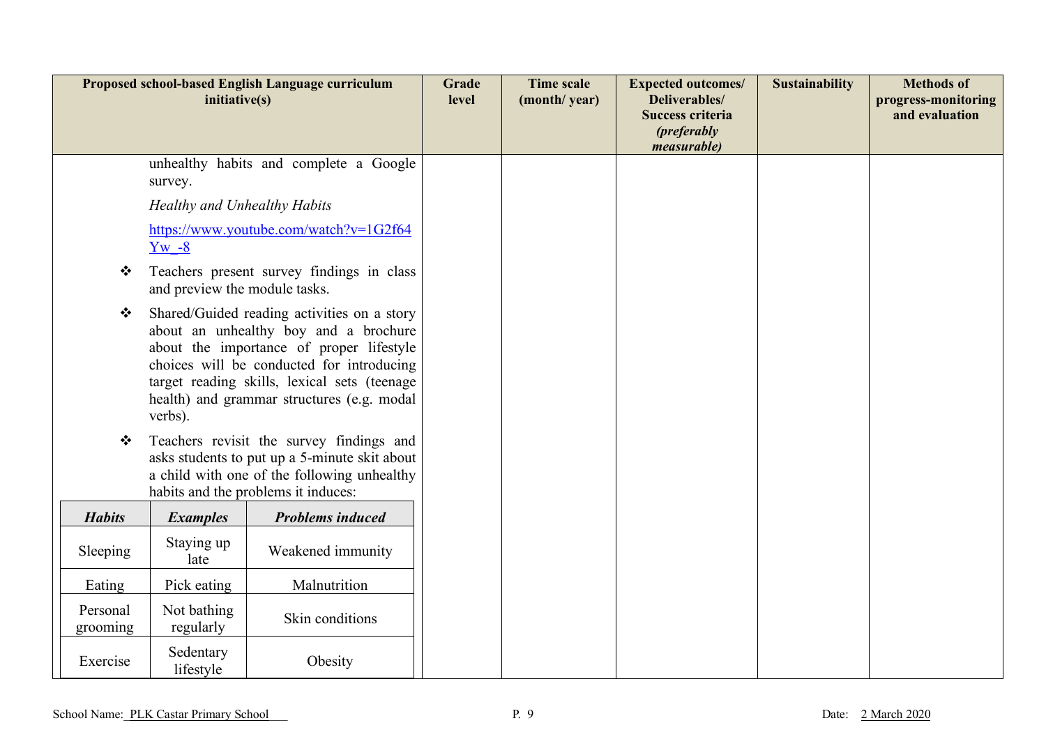| Proposed school-based English Language curriculum initiative(s) | Grade level | Time scale (month/ year) | Expected outcomes/ Deliverables/ Success criteria *(preferably measurable)* | Sustainability | Methods of progress-monitoring and evaluation |
|---|---|---|---|---|---|
| unhealthy habits and complete a Google survey.<br>*Healthy and Unhealthy Habits*<br>https://www.youtube.com/watch?v=1G2f64Yw_-8<br>❖ Teachers present survey findings in class and preview the module tasks.<br>❖ Shared/Guided reading activities on a story about an unhealthy boy and a brochure about the importance of proper lifestyle choices will be conducted for introducing target reading skills, lexical sets (teenage health) and grammar structures (e.g. modal verbs).<br>❖ Teachers revisit the survey findings and asks students to put up a 5-minute skit about a child with one of the following unhealthy habits and the problems it induces: | | | | | |

| *Habits* | *Examples* | *Problems induced* |
|---|---|---|
| Sleeping | Staying up late | Weakened immunity |
| Eating | Pick eating | Malnutrition |
| Personal grooming | Not bathing regularly | Skin conditions |
| Exercise | Sedentary lifestyle | Obesity |

School Name: PLK Castar Primary School

Date: 2 March 2020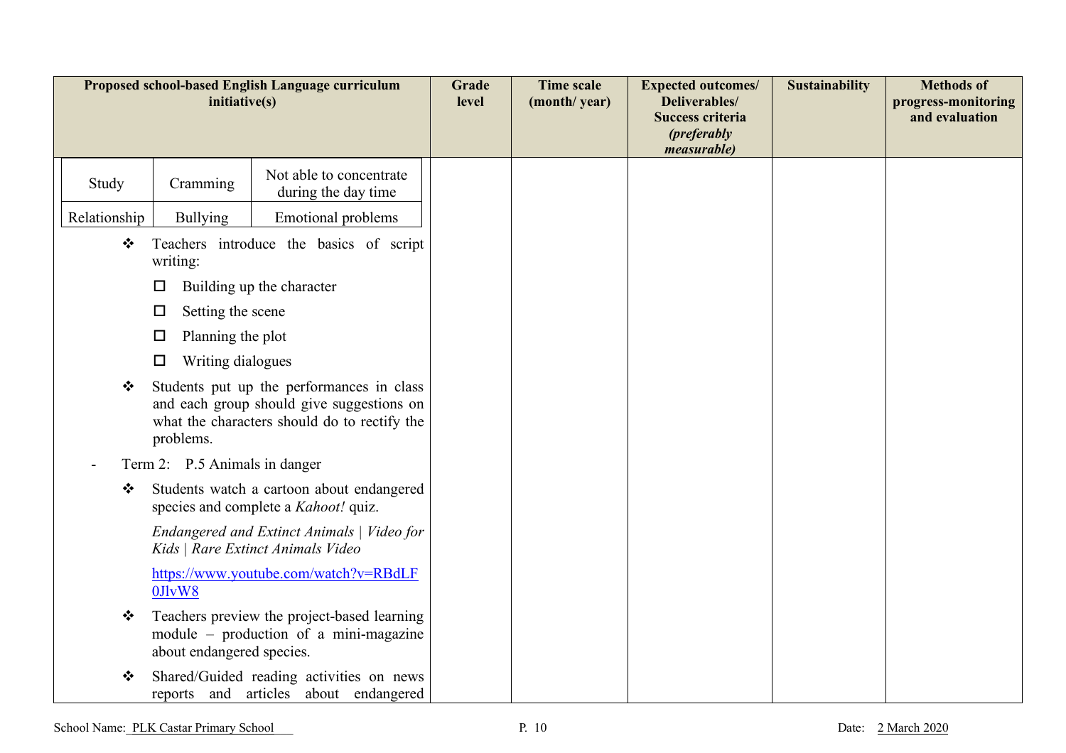| Proposed school-based English Language curriculum initiative(s) | Grade level | Time scale (month/ year) | Expected outcomes/ Deliverables/ Success criteria *(preferably measurable)* | Sustainability | Methods of progress-monitoring and evaluation |
|---|---|---|---|---|---|
| <table><tr><td>Study</td><td>Cramming</td><td>Not able to concentrate during the day time</td></tr><tr><td>Relationship</td><td>Bullying</td><td>Emotional problems</td></tr></table> ❖ Teachers introduce the basics of script writing:<br>☐ Building up the character<br>☐ Setting the scene<br>☐ Planning the plot<br>☐ Writing dialogues<br>❖ Students put up the performances in class and each group should give suggestions on what the characters should do to rectify the problems.<br>- Term 2: P.5 Animals in danger<br>❖ Students watch a cartoon about endangered species and complete a *Kahoot!* quiz.<br>*Endangered and Extinct Animals \| Video for Kids \| Rare Extinct Animals Video*<br>https://www.youtube.com/watch?v=RBdLF0JlvW8<br>❖ Teachers preview the project-based learning module – production of a mini-magazine about endangered species.<br>❖ Shared/Guided reading activities on news reports and articles about endangered | | | | | |

School Name: PLK Castar Primary School

Date: 2 March 2020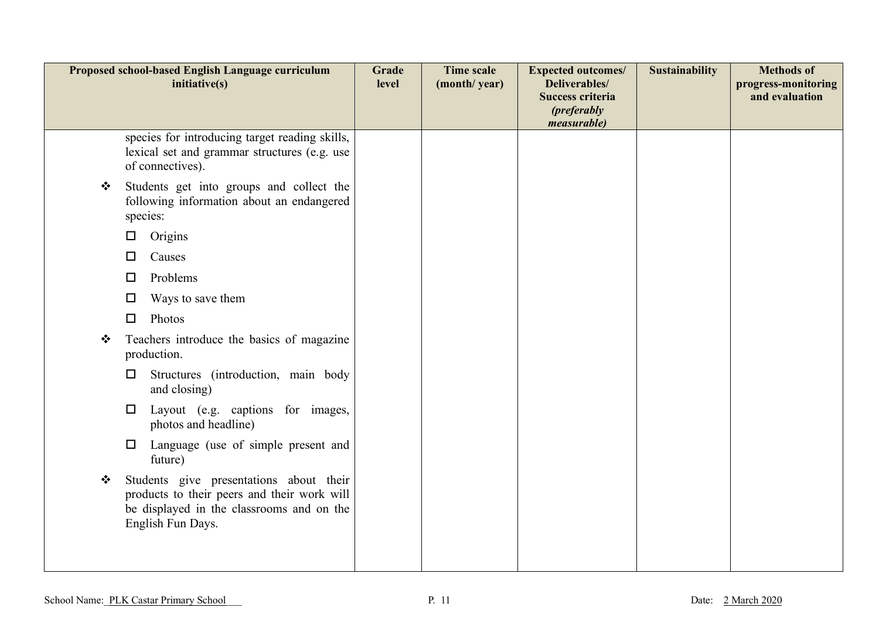| Proposed school-based English Language curriculum initiative(s) | Grade level | Time scale (month/ year) | Expected outcomes/ Deliverables/ Success criteria *(preferably measurable)* | Sustainability | Methods of progress-monitoring and evaluation |
|---|---|---|---|---|---|
| species for introducing target reading skills, lexical set and grammar structures (e.g. use of connectives).<br>❖ Students get into groups and collect the following information about an endangered species:<br>☐ Origins<br>☐ Causes<br>☐ Problems<br>☐ Ways to save them<br>☐ Photos<br>❖ Teachers introduce the basics of magazine production.<br>☐ Structures (introduction, main body and closing)<br>☐ Layout (e.g. captions for images, photos and headline)<br>☐ Language (use of simple present and future)<br>❖ Students give presentations about their products to their peers and their work will be displayed in the classrooms and on the English Fun Days. | | | | | |

School Name: PLK Castar Primary School

Date: 2 March 2020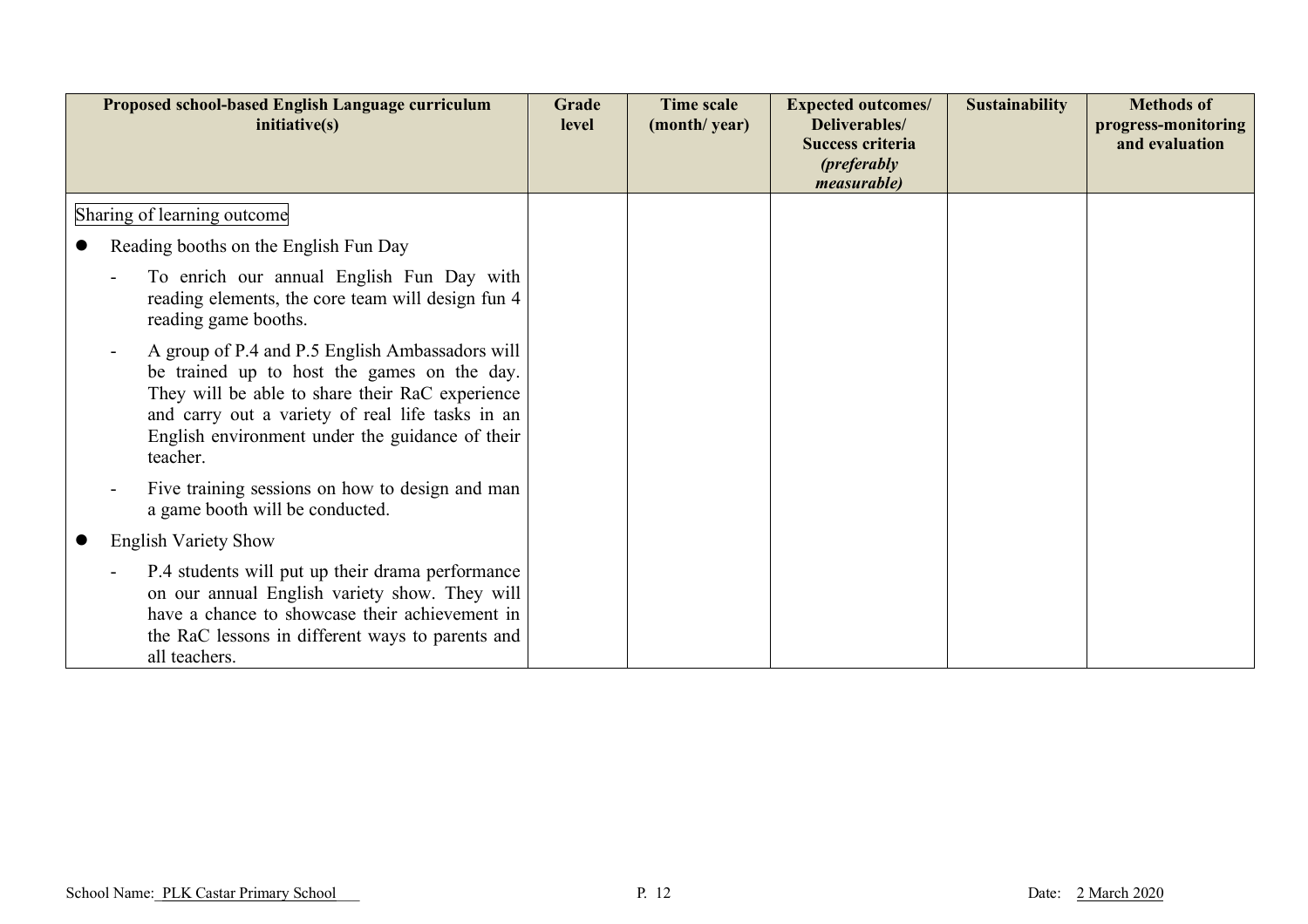| Proposed school-based English Language curriculum initiative(s) | Grade level | Time scale (month/ year) | Expected outcomes/ Deliverables/ Success criteria *(preferably measurable)* | Sustainability | Methods of progress-monitoring and evaluation |
|---|---|---|---|---|---|
| Sharing of learning outcome<br>● Reading booths on the English Fun Day<br>- To enrich our annual English Fun Day with reading elements, the core team will design fun 4 reading game booths.<br>- A group of P.4 and P.5 English Ambassadors will be trained up to host the games on the day. They will be able to share their RaC experience and carry out a variety of real life tasks in an English environment under the guidance of their teacher.<br>- Five training sessions on how to design and man a game booth will be conducted.<br>● English Variety Show<br>- P.4 students will put up their drama performance on our annual English variety show. They will have a chance to showcase their achievement in the RaC lessons in different ways to parents and all teachers. | | | | | |

School Name: PLK Castar Primary School

Date: 2 March 2020